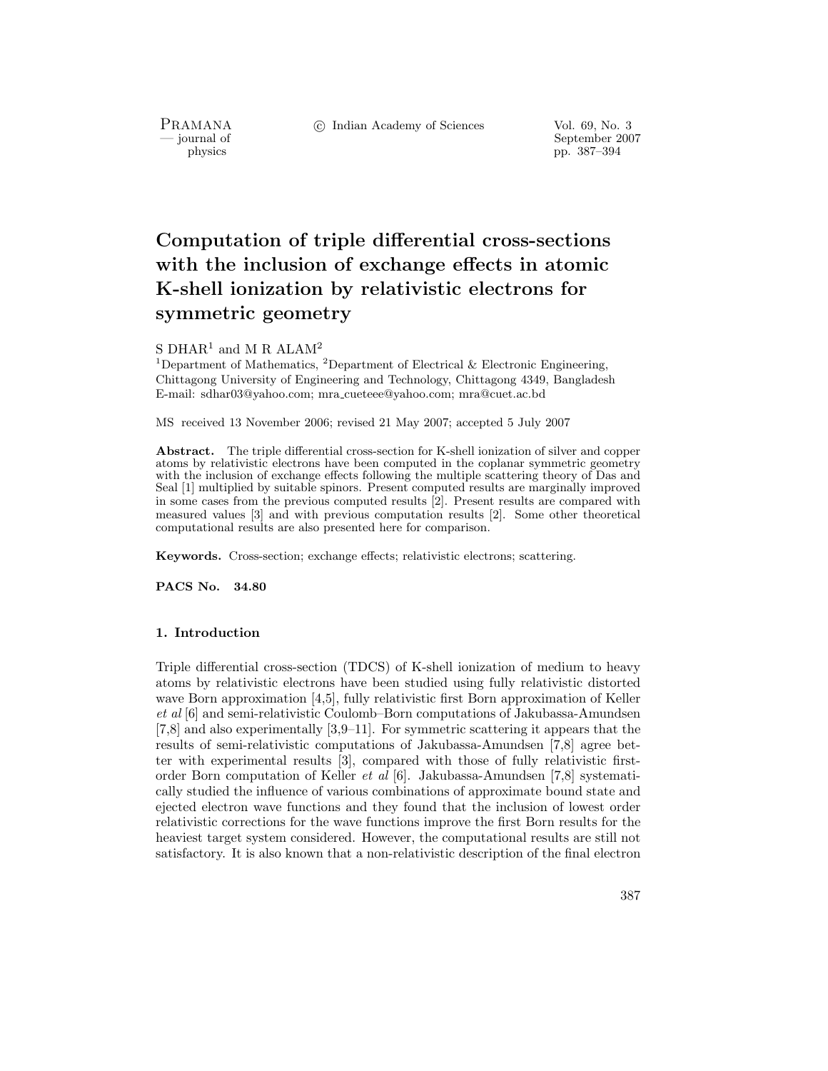# Computation of triple differential cross-sections with the inclusion of exchange effects in atomic K-shell ionization by relativistic electrons for symmetric geometry

S DHAR[1] and M R ALAM[2]

[1]Department of Mathematics, [2]Department of Electrical & Electronic Engineering, Chittagong University of Engineering and Technology, Chittagong 4349, Bangladesh
E-mail: sdhar03@yahoo.com; mra_cueteee@yahoo.com; mra@cuet.ac.bd

MS received 13 November 2006; revised 21 May 2007; accepted 5 July 2007

**Abstract.** The triple differential cross-section for K-shell ionization of silver and copper atoms by relativistic electrons have been computed in the coplanar symmetric geometry with the inclusion of exchange effects following the multiple scattering theory of Das and Seal [1] multiplied by suitable spinors. Present computed results are marginally improved in some cases from the previous computed results [2]. Present results are compared with measured values [3] and with previous computation results [2]. Some other theoretical computational results are also presented here for comparison.

**Keywords.** Cross-section; exchange effects; relativistic electrons; scattering.

**PACS No.** 34.80

## 1. Introduction

Triple differential cross-section (TDCS) of K-shell ionization of medium to heavy atoms by relativistic electrons have been studied using fully relativistic distorted wave Born approximation [4,5], fully relativistic first Born approximation of Keller *et al* [6] and semi-relativistic Coulomb–Born computations of Jakubassa-Amundsen [7,8] and also experimentally [3,9–11]. For symmetric scattering it appears that the results of semi-relativistic computations of Jakubassa-Amundsen [7,8] agree better with experimental results [3], compared with those of fully relativistic first-order Born computation of Keller *et al* [6]. Jakubassa-Amundsen [7,8] systematically studied the influence of various combinations of approximate bound state and ejected electron wave functions and they found that the inclusion of lowest order relativistic corrections for the wave functions improve the first Born results for the heaviest target system considered. However, the computational results are still not satisfactory. It is also known that a non-relativistic description of the final electron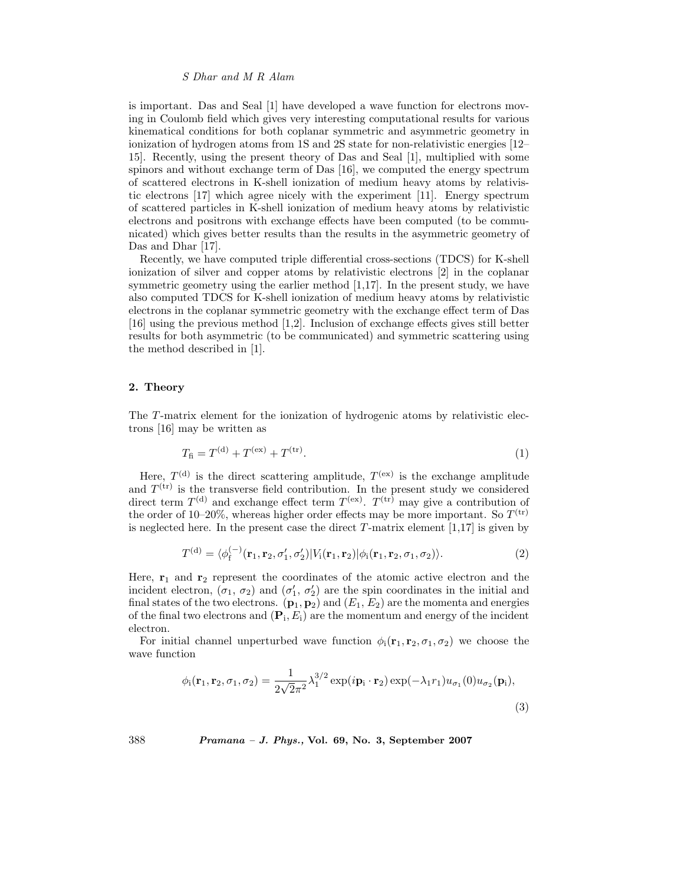is important. Das and Seal [1] have developed a wave function for electrons moving in Coulomb field which gives very interesting computational results for various kinematical conditions for both coplanar symmetric and asymmetric geometry in ionization of hydrogen atoms from 1S and 2S state for non-relativistic energies [12–15]. Recently, using the present theory of Das and Seal [1], multiplied with some spinors and without exchange term of Das [16], we computed the energy spectrum of scattered electrons in K-shell ionization of medium heavy atoms by relativistic electrons [17] which agree nicely with the experiment [11]. Energy spectrum of scattered particles in K-shell ionization of medium heavy atoms by relativistic electrons and positrons with exchange effects have been computed (to be communicated) which gives better results than the results in the asymmetric geometry of Das and Dhar [17].

Recently, we have computed triple differential cross-sections (TDCS) for K-shell ionization of silver and copper atoms by relativistic electrons [2] in the coplanar symmetric geometry using the earlier method [1,17]. In the present study, we have also computed TDCS for K-shell ionization of medium heavy atoms by relativistic electrons in the coplanar symmetric geometry with the exchange effect term of Das [16] using the previous method [1,2]. Inclusion of exchange effects gives still better results for both asymmetric (to be communicated) and symmetric scattering using the method described in [1].

## 2. Theory

The $T$-matrix element for the ionization of hydrogenic atoms by relativistic electrons [16] may be written as

$$T_{\mathrm{fi}} = T^{(\mathrm{d})} + T^{(\mathrm{ex})} + T^{(\mathrm{tr})}. \tag{1}$$

Here, $T^{(\mathrm{d})}$ is the direct scattering amplitude, $T^{(\mathrm{ex})}$ is the exchange amplitude and $T^{(\mathrm{tr})}$ is the transverse field contribution. In the present study we considered direct term $T^{(\mathrm{d})}$ and exchange effect term $T^{(\mathrm{ex})}$. $T^{(\mathrm{tr})}$ may give a contribution of the order of 10–20%, whereas higher order effects may be more important. So $T^{(\mathrm{tr})}$ is neglected here. In the present case the direct $T$-matrix element [1,17] is given by

$$T^{(\mathrm{d})} = \langle \phi_{\mathrm{f}}^{(-)}(\mathbf{r}_1, \mathbf{r}_2, \sigma_1', \sigma_2') | V_{\mathrm{i}}(\mathbf{r}_1, \mathbf{r}_2) | \phi_{\mathrm{i}}(\mathbf{r}_1, \mathbf{r}_2, \sigma_1, \sigma_2) \rangle. \tag{2}$$

Here, $\mathbf{r}_1$ and $\mathbf{r}_2$ represent the coordinates of the atomic active electron and the incident electron, ($\sigma_1$, $\sigma_2$) and ($\sigma_1'$, $\sigma_2'$) are the spin coordinates in the initial and final states of the two electrons. ($\mathbf{p}_1, \mathbf{p}_2$) and ($E_1$, $E_2$) are the momenta and energies of the final two electrons and ($\mathbf{P}_{\mathrm{i}}, E_{\mathrm{i}}$) are the momentum and energy of the incident electron.

For initial channel unperturbed wave function $\phi_{\mathrm{i}}(\mathbf{r}_1, \mathbf{r}_2, \sigma_1, \sigma_2)$ we choose the wave function

$$\phi_{\mathrm{i}}(\mathbf{r}_1, \mathbf{r}_2, \sigma_1, \sigma_2) = \frac{1}{2\sqrt{2}\pi^2} \lambda_1^{3/2} \exp(i\mathbf{p}_{\mathrm{i}} \cdot \mathbf{r}_2) \exp(-\lambda_1 r_1) u_{\sigma_1}(0) u_{\sigma_2}(\mathbf{p}_{\mathrm{i}}), \tag{3}$$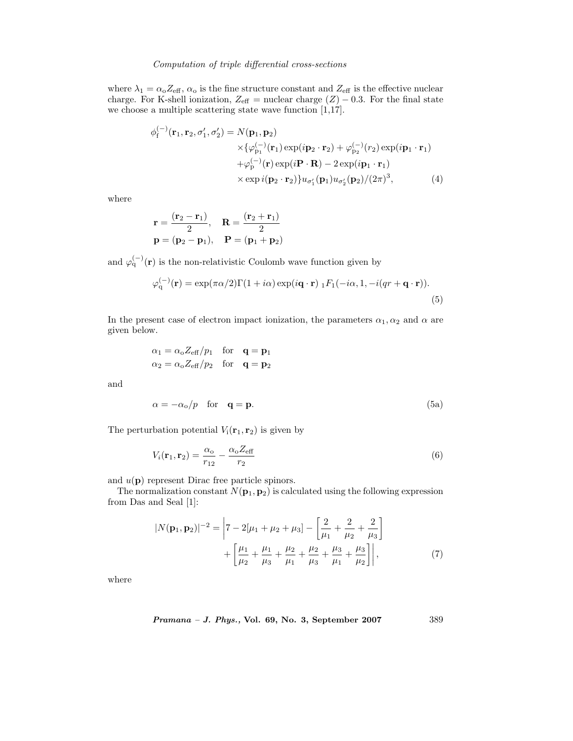where $\lambda_1 = \alpha_o Z_{\text{eff}}$, $\alpha_o$ is the fine structure constant and $Z_{\text{eff}}$ is the effective nuclear charge. For K-shell ionization, $Z_{\text{eff}}$ = nuclear charge $(Z) - 0.3$. For the final state we choose a multiple scattering state wave function [1,17].

$$
\begin{aligned}
\phi_{\text{f}}^{(-)}(\mathbf{r}_1, \mathbf{r}_2, \sigma_1', \sigma_2') = N(\mathbf{p}_1, \mathbf{p}_2) \\
\times \{\varphi_{\text{p}_1}^{(-)}(\mathbf{r}_1) \exp(i\mathbf{p}_2 \cdot \mathbf{r}_2) + \varphi_{\text{p}_2}^{(-)}(r_2) \exp(i\mathbf{p}_1 \cdot \mathbf{r}_1) \\
+ \varphi_{\text{p}}^{(-)}(\mathbf{r}) \exp(i\mathbf{P} \cdot \mathbf{R}) - 2\exp(i\mathbf{p}_1 \cdot \mathbf{r}_1) \\
\times \exp i(\mathbf{p}_2 \cdot \mathbf{r}_2)\} u_{\sigma_1'}(\mathbf{p}_1) u_{\sigma_2'}(\mathbf{p}_2)/(2\pi)^3,
\end{aligned}
\tag{4}
$$

where

$$
\mathbf{r} = \frac{(\mathbf{r}_2 - \mathbf{r}_1)}{2}, \quad \mathbf{R} = \frac{(\mathbf{r}_2 + \mathbf{r}_1)}{2}
$$

$$
\mathbf{p} = (\mathbf{p}_2 - \mathbf{p}_1), \quad \mathbf{P} = (\mathbf{p}_1 + \mathbf{p}_2)
$$

and $\varphi_{\text{q}}^{(-)}(\mathbf{r})$ is the non-relativistic Coulomb wave function given by

$$
\varphi_{\text{q}}^{(-)}(\mathbf{r}) = \exp(\pi\alpha/2)\Gamma(1 + i\alpha) \exp(i\mathbf{q} \cdot \mathbf{r}) \; {}_1F_1(-i\alpha, 1, -i(qr + \mathbf{q} \cdot \mathbf{r})).
\tag{5}
$$

In the present case of electron impact ionization, the parameters $\alpha_1, \alpha_2$ and $\alpha$ are given below.

$$
\begin{aligned}
\alpha_1 &= \alpha_o Z_{\text{eff}}/p_1 \quad \text{for} \quad \mathbf{q} = \mathbf{p}_1 \\
\alpha_2 &= \alpha_o Z_{\text{eff}}/p_2 \quad \text{for} \quad \mathbf{q} = \mathbf{p}_2
\end{aligned}
$$

and

$$
\alpha = -\alpha_o/p \quad \text{for} \quad \mathbf{q} = \mathbf{p}.
\tag{5a}
$$

The perturbation potential $V_{\text{i}}(\mathbf{r}_1, \mathbf{r}_2)$ is given by

$$
V_i(\mathbf{r}_1, \mathbf{r}_2) = \frac{\alpha_o}{r_{12}} - \frac{\alpha_o Z_{\text{eff}}}{r_2}
\tag{6}
$$

and $u(\mathbf{p})$ represent Dirac free particle spinors.

The normalization constant $N(\mathbf{p}_1, \mathbf{p}_2)$ is calculated using the following expression from Das and Seal [1]:

$$
\begin{aligned}
|N(\mathbf{p}_1, \mathbf{p}_2)|^{-2} = \Bigg| 7 - 2[\mu_1 + \mu_2 + \mu_3] - \left[\frac{2}{\mu_1} + \frac{2}{\mu_2} + \frac{2}{\mu_3}\right] \\
+ \left[\frac{\mu_1}{\mu_2} + \frac{\mu_1}{\mu_3} + \frac{\mu_2}{\mu_1} + \frac{\mu_2}{\mu_3} + \frac{\mu_3}{\mu_1} + \frac{\mu_3}{\mu_2}\right] \Bigg|,
\end{aligned}
\tag{7}
$$

where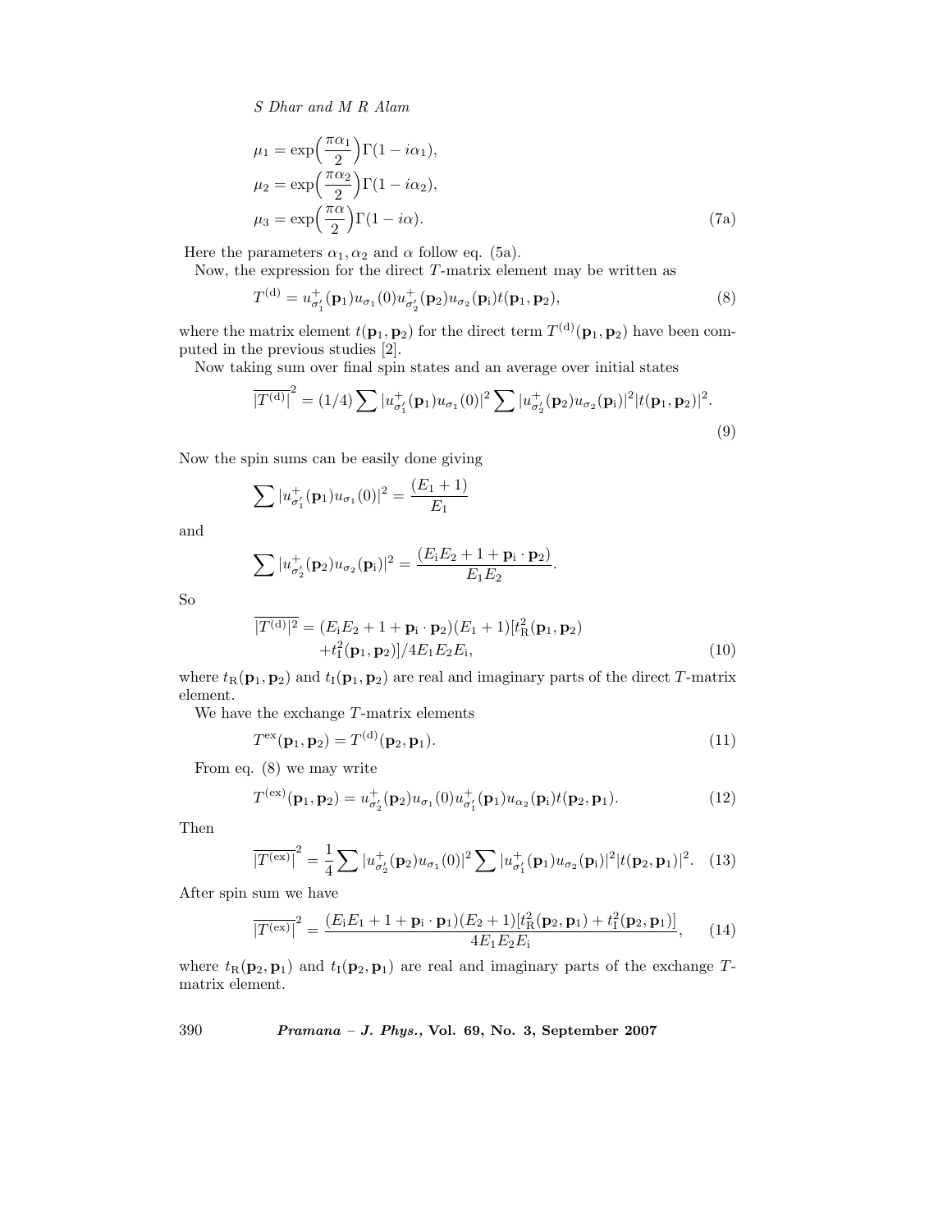$$\mu_1 = \exp\Big(\frac{\pi\alpha_1}{2}\Big)\Gamma(1 - i\alpha_1),$$
$$\mu_2 = \exp\Big(\frac{\pi\alpha_2}{2}\Big)\Gamma(1 - i\alpha_2),$$
$$\mu_3 = \exp\Big(\frac{\pi\alpha}{2}\Big)\Gamma(1 - i\alpha). \tag{7a}$$

Here the parameters $\alpha_1, \alpha_2$ and $\alpha$ follow eq. (5a).

Now, the expression for the direct $T$-matrix element may be written as

$$T^{(\mathrm{d})} = u^+_{\sigma'_1}(\mathbf{p}_1)u_{\sigma_1}(0)u^+_{\sigma'_2}(\mathbf{p}_2)u_{\sigma_2}(\mathbf{p}_\mathrm{i})t(\mathbf{p}_1, \mathbf{p}_2), \tag{8}$$

where the matrix element $t(\mathbf{p}_1, \mathbf{p}_2)$ for the direct term $T^{(\mathrm{d})}(\mathbf{p}_1, \mathbf{p}_2)$ have been computed in the previous studies [2].

Now taking sum over final spin states and an average over initial states

$$\overline{|T^{(\mathrm{d})}|}^2 = (1/4)\sum |u^+_{\sigma'_1}(\mathbf{p}_1)u_{\sigma_1}(0)|^2 \sum |u^+_{\sigma'_2}(\mathbf{p}_2)u_{\sigma_2}(\mathbf{p}_\mathrm{i})|^2 |t(\mathbf{p}_1, \mathbf{p}_2)|^2. \tag{9}$$

Now the spin sums can be easily done giving

$$\sum |u^+_{\sigma'_1}(\mathbf{p}_1)u_{\sigma_1}(0)|^2 = \frac{(E_1 + 1)}{E_1}$$

and

$$\sum |u^+_{\sigma'_2}(\mathbf{p}_2)u_{\sigma_2}(\mathbf{p}_\mathrm{i})|^2 = \frac{(E_\mathrm{i}E_2 + 1 + \mathbf{p}_\mathrm{i}\cdot\mathbf{p}_2)}{E_1 E_2}.$$

So

$$\overline{|T^{(\mathrm{d})}|^2} = (E_\mathrm{i}E_2 + 1 + \mathbf{p}_\mathrm{i}\cdot\mathbf{p}_2)(E_1 + 1)[t^2_\mathrm{R}(\mathbf{p}_1, \mathbf{p}_2) + t^2_\mathrm{I}(\mathbf{p}_1, \mathbf{p}_2)]/4E_1E_2E_\mathrm{i}, \tag{10}$$

where $t_\mathrm{R}(\mathbf{p}_1, \mathbf{p}_2)$ and $t_\mathrm{I}(\mathbf{p}_1, \mathbf{p}_2)$ are real and imaginary parts of the direct $T$-matrix element.

We have the exchange $T$-matrix elements

$$T^{\mathrm{ex}}(\mathbf{p}_1, \mathbf{p}_2) = T^{(\mathrm{d})}(\mathbf{p}_2, \mathbf{p}_1). \tag{11}$$

From eq. (8) we may write

$$T^{(\mathrm{ex})}(\mathbf{p}_1, \mathbf{p}_2) = u^+_{\sigma'_2}(\mathbf{p}_2)u_{\sigma_1}(0)u^+_{\sigma'_1}(\mathbf{p}_1)u_{\alpha_2}(\mathbf{p}_\mathrm{i})t(\mathbf{p}_2, \mathbf{p}_1). \tag{12}$$

Then

$$\overline{|T^{(\mathrm{ex})}|}^2 = \frac{1}{4}\sum |u^+_{\sigma'_2}(\mathbf{p}_2)u_{\sigma_1}(0)|^2 \sum |u^+_{\sigma'_1}(\mathbf{p}_1)u_{\sigma_2}(\mathbf{p}_\mathrm{i})|^2 |t(\mathbf{p}_2, \mathbf{p}_1)|^2. \tag{13}$$

After spin sum we have

$$\overline{|T^{(\mathrm{ex})}|}^2 = \frac{(E_\mathrm{i}E_1 + 1 + \mathbf{p}_\mathrm{i}\cdot\mathbf{p}_1)(E_2 + 1)[t^2_\mathrm{R}(\mathbf{p}_2, \mathbf{p}_1) + t^2_\mathrm{I}(\mathbf{p}_2, \mathbf{p}_1)]}{4E_1E_2E_\mathrm{i}}, \tag{14}$$

where $t_\mathrm{R}(\mathbf{p}_2, \mathbf{p}_1)$ and $t_\mathrm{I}(\mathbf{p}_2, \mathbf{p}_1)$ are real and imaginary parts of the exchange $T$-matrix element.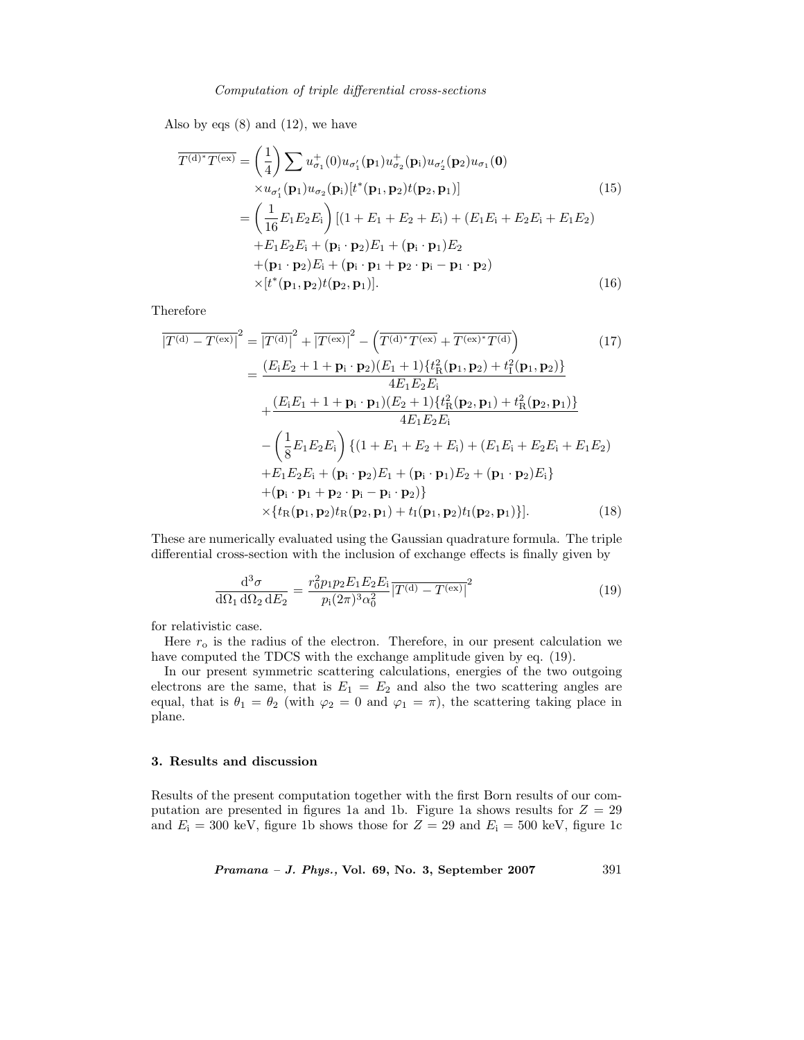Also by eqs (8) and (12), we have

$$
\begin{aligned}
\overline{T^{(\mathrm{d})*}T^{(\mathrm{ex})}} &= \left(\frac{1}{4}\right)\sum u^{+}_{\sigma_1}(0)u_{\sigma_1'}(\mathbf{p}_1)u^{+}_{\sigma_2}(\mathbf{p}_\mathrm{i})u_{\sigma_2'}(\mathbf{p}_2)u_{\sigma_1}(\mathbf{0}) \\
&\quad \times u_{\sigma_1'}(\mathbf{p}_1)u_{\sigma_2}(\mathbf{p}_\mathrm{i})[t^{*}(\mathbf{p}_1,\mathbf{p}_2)t(\mathbf{p}_2,\mathbf{p}_1)] \qquad (15) \\
&= \left(\frac{1}{16}E_1E_2E_\mathrm{i}\right)[(1+E_1+E_2+E_\mathrm{i})+(E_1E_\mathrm{i}+E_2E_\mathrm{i}+E_1E_2) \\
&\quad +E_1E_2E_\mathrm{i}+(\mathbf{p}_\mathrm{i}\cdot\mathbf{p}_2)E_1+(\mathbf{p}_\mathrm{i}\cdot\mathbf{p}_1)E_2 \\
&\quad +(\mathbf{p}_1\cdot\mathbf{p}_2)E_\mathrm{i}+(\mathbf{p}_\mathrm{i}\cdot\mathbf{p}_1+\mathbf{p}_2\cdot\mathbf{p}_\mathrm{i}-\mathbf{p}_1\cdot\mathbf{p}_2) \\
&\quad \times[t^{*}(\mathbf{p}_1,\mathbf{p}_2)t(\mathbf{p}_2,\mathbf{p}_1)]. \qquad (16)
\end{aligned}
$$

Therefore

$$
\begin{aligned}
\overline{\left|T^{(\mathrm{d})}-T^{(\mathrm{ex})}\right|}^2 &= \overline{\left|T^{(\mathrm{d})}\right|}^2+\overline{\left|T^{(\mathrm{ex})}\right|}^2-\left(\overline{T^{(\mathrm{d})*}T^{(\mathrm{ex})}}+\overline{T^{(\mathrm{ex})*}T^{(\mathrm{d})}}\right) \qquad (17) \\
&= \frac{(E_\mathrm{i}E_2+1+\mathbf{p}_\mathrm{i}\cdot\mathbf{p}_2)(E_1+1)\{t^2_\mathrm{R}(\mathbf{p}_1,\mathbf{p}_2)+t^2_\mathrm{I}(\mathbf{p}_1,\mathbf{p}_2)\}}{4E_1E_2E_\mathrm{i}} \\
&\quad +\frac{(E_\mathrm{i}E_1+1+\mathbf{p}_\mathrm{i}\cdot\mathbf{p}_1)(E_2+1)\{t^2_\mathrm{R}(\mathbf{p}_2,\mathbf{p}_1)+t^2_\mathrm{R}(\mathbf{p}_2,\mathbf{p}_1)\}}{4E_1E_2E_\mathrm{i}} \\
&\quad -\left(\frac{1}{8}E_1E_2E_\mathrm{i}\right)\{(1+E_1+E_2+E_\mathrm{i})+(E_1E_\mathrm{i}+E_2E_\mathrm{i}+E_1E_2) \\
&\quad +E_1E_2E_\mathrm{i}+(\mathbf{p}_\mathrm{i}\cdot\mathbf{p}_2)E_1+(\mathbf{p}_\mathrm{i}\cdot\mathbf{p}_1)E_2+(\mathbf{p}_1\cdot\mathbf{p}_2)E_\mathrm{i}\} \\
&\quad +(\mathbf{p}_\mathrm{i}\cdot\mathbf{p}_1+\mathbf{p}_2\cdot\mathbf{p}_\mathrm{i}-\mathbf{p}_\mathrm{i}\cdot\mathbf{p}_2)\} \\
&\quad \times\{t_\mathrm{R}(\mathbf{p}_1,\mathbf{p}_2)t_\mathrm{R}(\mathbf{p}_2,\mathbf{p}_1)+t_\mathrm{I}(\mathbf{p}_1,\mathbf{p}_2)t_\mathrm{I}(\mathbf{p}_2,\mathbf{p}_1)\}]. \qquad (18)
\end{aligned}
$$

These are numerically evaluated using the Gaussian quadrature formula. The triple differential cross-section with the inclusion of exchange effects is finally given by

$$
\frac{\mathrm{d}^3\sigma}{\mathrm{d}\Omega_1\,\mathrm{d}\Omega_2\,\mathrm{d}E_2}=\frac{r_0^2p_1p_2E_1E_2E_\mathrm{i}}{p_\mathrm{i}(2\pi)^3\alpha_0^2}\overline{\left|T^{(\mathrm{d})}-T^{(\mathrm{ex})}\right|}^2 \qquad (19)
$$

for relativistic case.

Here $r_\mathrm{o}$ is the radius of the electron. Therefore, in our present calculation we have computed the TDCS with the exchange amplitude given by eq. (19).

In our present symmetric scattering calculations, energies of the two outgoing electrons are the same, that is $E_1 = E_2$ and also the two scattering angles are equal, that is $\theta_1 = \theta_2$ (with $\varphi_2 = 0$ and $\varphi_1 = \pi$), the scattering taking place in plane.

### 3. Results and discussion

Results of the present computation together with the first Born results of our computation are presented in figures 1a and 1b. Figure 1a shows results for $Z = 29$ and $E_\mathrm{i} = 300$ keV, figure 1b shows those for $Z = 29$ and $E_\mathrm{i} = 500$ keV, figure 1c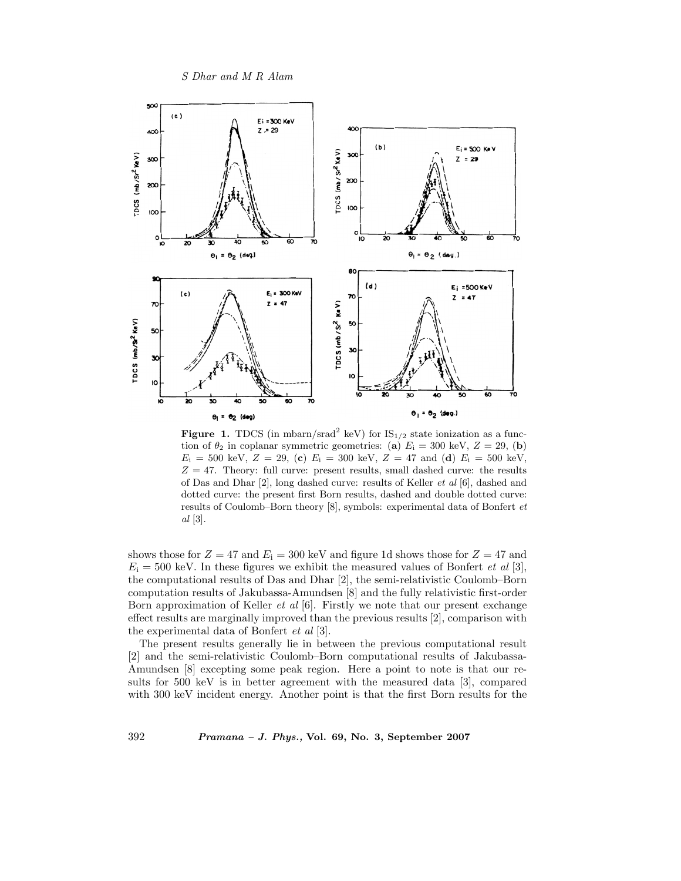**Figure 1.** TDCS (in mbarn/srad$^2$ keV) for $\mathrm{IS}_{1/2}$ state ionization as a function of $\theta_2$ in coplanar symmetric geometries: (**a**) $E_\mathrm{i} = 300$ keV, $Z = 29$, (**b**) $E_\mathrm{i} = 500$ keV, $Z = 29$, (**c**) $E_\mathrm{i} = 300$ keV, $Z = 47$ and (**d**) $E_\mathrm{i} = 500$ keV, $Z = 47$. Theory: full curve: present results, small dashed curve: the results of Das and Dhar [2], long dashed curve: results of Keller *et al* [6], dashed and dotted curve: the present first Born results, dashed and double dotted curve: results of Coulomb–Born theory [8], symbols: experimental data of Bonfert *et al* [3].

shows those for $Z = 47$ and $E_\mathrm{i} = 300$ keV and figure 1d shows those for $Z = 47$ and $E_\mathrm{i} = 500$ keV. In these figures we exhibit the measured values of Bonfert *et al* [3], the computational results of Das and Dhar [2], the semi-relativistic Coulomb–Born computation results of Jakubassa-Amundsen [8] and the fully relativistic first-order Born approximation of Keller *et al* [6]. Firstly we note that our present exchange effect results are marginally improved than the previous results [2], comparison with the experimental data of Bonfert *et al* [3].

The present results generally lie in between the previous computational result [2] and the semi-relativistic Coulomb–Born computational results of Jakubassa-Amundsen [8] excepting some peak region. Here a point to note is that our results for 500 keV is in better agreement with the measured data [3], compared with 300 keV incident energy. Another point is that the first Born results for the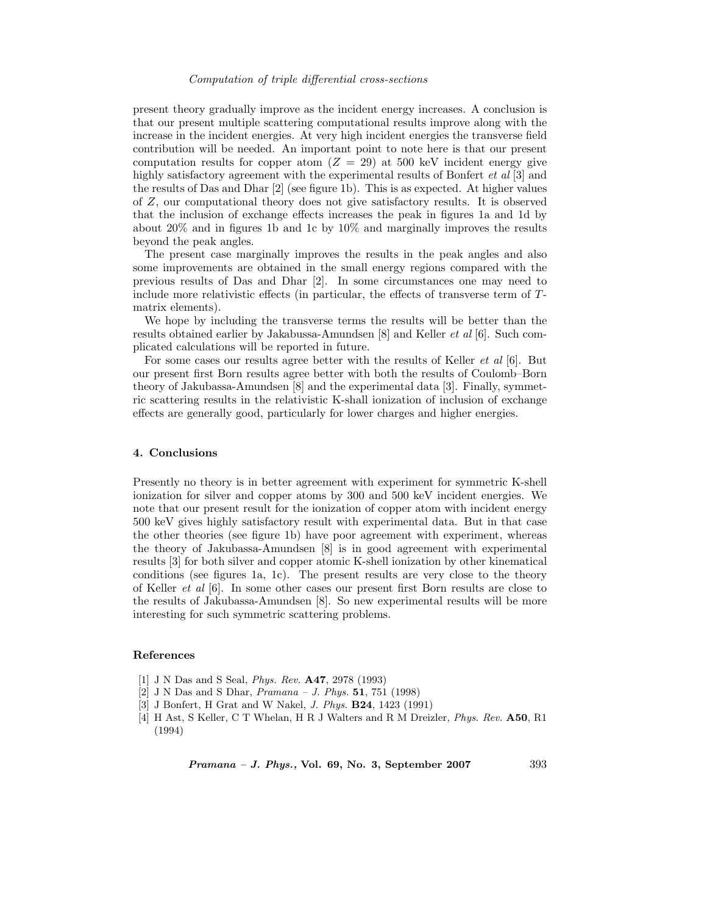present theory gradually improve as the incident energy increases. A conclusion is that our present multiple scattering computational results improve along with the increase in the incident energies. At very high incident energies the transverse field contribution will be needed. An important point to note here is that our present computation results for copper atom ($Z = 29$) at 500 keV incident energy give highly satisfactory agreement with the experimental results of Bonfert *et al* [3] and the results of Das and Dhar [2] (see figure 1b). This is as expected. At higher values of $Z$, our computational theory does not give satisfactory results. It is observed that the inclusion of exchange effects increases the peak in figures 1a and 1d by about 20% and in figures 1b and 1c by 10% and marginally improves the results beyond the peak angles.

The present case marginally improves the results in the peak angles and also some improvements are obtained in the small energy regions compared with the previous results of Das and Dhar [2]. In some circumstances one may need to include more relativistic effects (in particular, the effects of transverse term of $T$-matrix elements).

We hope by including the transverse terms the results will be better than the results obtained earlier by Jakabussa-Amundsen [8] and Keller *et al* [6]. Such complicated calculations will be reported in future.

For some cases our results agree better with the results of Keller *et al* [6]. But our present first Born results agree better with both the results of Coulomb–Born theory of Jakubassa-Amundsen [8] and the experimental data [3]. Finally, symmetric scattering results in the relativistic K-shall ionization of inclusion of exchange effects are generally good, particularly for lower charges and higher energies.

## 4. Conclusions

Presently no theory is in better agreement with experiment for symmetric K-shell ionization for silver and copper atoms by 300 and 500 keV incident energies. We note that our present result for the ionization of copper atom with incident energy 500 keV gives highly satisfactory result with experimental data. But in that case the other theories (see figure 1b) have poor agreement with experiment, whereas the theory of Jakubassa-Amundsen [8] is in good agreement with experimental results [3] for both silver and copper atomic K-shell ionization by other kinematical conditions (see figures 1a, 1c). The present results are very close to the theory of Keller *et al* [6]. In some other cases our present first Born results are close to the results of Jakubassa-Amundsen [8]. So new experimental results will be more interesting for such symmetric scattering problems.

## References

[1] J N Das and S Seal, *Phys. Rev.* **A47**, 2978 (1993)
[2] J N Das and S Dhar, *Pramana – J. Phys.* **51**, 751 (1998)
[3] J Bonfert, H Grat and W Nakel, *J. Phys.* **B24**, 1423 (1991)
[4] H Ast, S Keller, C T Whelan, H R J Walters and R M Dreizler, *Phys. Rev.* **A50**, R1 (1994)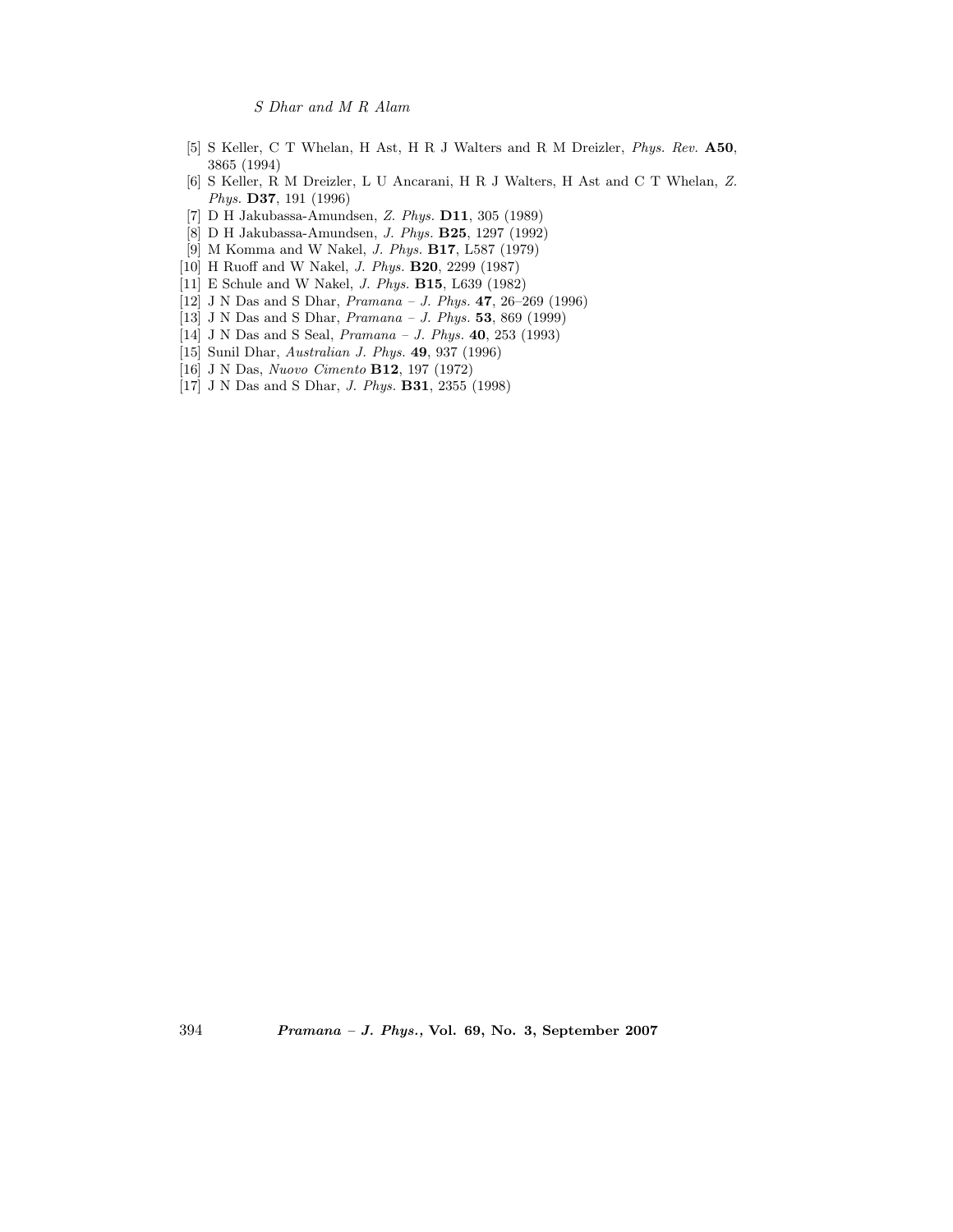[5] S Keller, C T Whelan, H Ast, H R J Walters and R M Dreizler, *Phys. Rev.* **A50**, 3865 (1994)

[6] S Keller, R M Dreizler, L U Ancarani, H R J Walters, H Ast and C T Whelan, *Z. Phys.* **D37**, 191 (1996)

[7] D H Jakubassa-Amundsen, *Z. Phys.* **D11**, 305 (1989)

[8] D H Jakubassa-Amundsen, *J. Phys.* **B25**, 1297 (1992)

[9] M Komma and W Nakel, *J. Phys.* **B17**, L587 (1979)

[10] H Ruoff and W Nakel, *J. Phys.* **B20**, 2299 (1987)

[11] E Schule and W Nakel, *J. Phys.* **B15**, L639 (1982)

[12] J N Das and S Dhar, *Pramana – J. Phys.* **47**, 26–269 (1996)

[13] J N Das and S Dhar, *Pramana – J. Phys.* **53**, 869 (1999)

[14] J N Das and S Seal, *Pramana – J. Phys.* **40**, 253 (1993)

[15] Sunil Dhar, *Australian J. Phys.* **49**, 937 (1996)

[16] J N Das, *Nuovo Cimento* **B12**, 197 (1972)

[17] J N Das and S Dhar, *J. Phys.* **B31**, 2355 (1998)